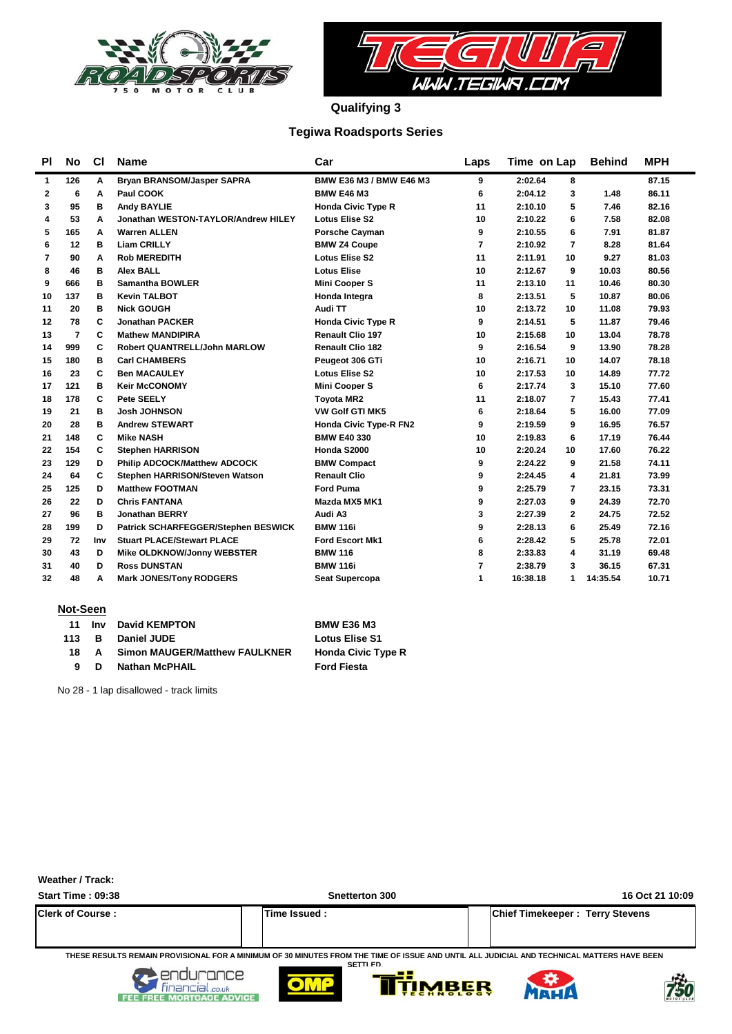## Qualifying 3

## Tegiwa Roadsports Series

| Pl | No | Cl | Name | Car | Laps | Time | on Lap | Behind | MPH |
|---|---|---|---|---|---|---|---|---|---|
| 1 | 126 | A | Bryan BRANSOM/Jasper SAPRA | BMW E36 M3 / BMW E46 M3 | 9 | 2:02.64 | 8 | | 87.15 |
| 2 | 6 | A | Paul COOK | BMW E46 M3 | 6 | 2:04.12 | 3 | 1.48 | 86.11 |
| 3 | 95 | B | Andy BAYLIE | Honda Civic Type R | 11 | 2:10.10 | 5 | 7.46 | 82.16 |
| 4 | 53 | A | Jonathan WESTON-TAYLOR/Andrew HILEY | Lotus Elise S2 | 10 | 2:10.22 | 6 | 7.58 | 82.08 |
| 5 | 165 | A | Warren ALLEN | Porsche Cayman | 9 | 2:10.55 | 6 | 7.91 | 81.87 |
| 6 | 12 | B | Liam CRILLY | BMW Z4 Coupe | 7 | 2:10.92 | 7 | 8.28 | 81.64 |
| 7 | 90 | A | Rob MEREDITH | Lotus Elise S2 | 11 | 2:11.91 | 10 | 9.27 | 81.03 |
| 8 | 46 | B | Alex BALL | Lotus Elise | 10 | 2:12.67 | 9 | 10.03 | 80.56 |
| 9 | 666 | B | Samantha BOWLER | Mini Cooper S | 11 | 2:13.10 | 11 | 10.46 | 80.30 |
| 10 | 137 | B | Kevin TALBOT | Honda Integra | 8 | 2:13.51 | 5 | 10.87 | 80.06 |
| 11 | 20 | B | Nick GOUGH | Audi TT | 10 | 2:13.72 | 10 | 11.08 | 79.93 |
| 12 | 78 | C | Jonathan PACKER | Honda Civic Type R | 9 | 2:14.51 | 5 | 11.87 | 79.46 |
| 13 | 7 | C | Mathew MANDIPIRA | Renault Clio 197 | 10 | 2:15.68 | 10 | 13.04 | 78.78 |
| 14 | 999 | C | Robert QUANTRELL/John MARLOW | Renault Clio 182 | 9 | 2:16.54 | 9 | 13.90 | 78.28 |
| 15 | 180 | B | Carl CHAMBERS | Peugeot 306 GTi | 10 | 2:16.71 | 10 | 14.07 | 78.18 |
| 16 | 23 | C | Ben MACAULEY | Lotus Elise S2 | 10 | 2:17.53 | 10 | 14.89 | 77.72 |
| 17 | 121 | B | Keir McCONOMY | Mini Cooper S | 6 | 2:17.74 | 3 | 15.10 | 77.60 |
| 18 | 178 | C | Pete SEELY | Toyota MR2 | 11 | 2:18.07 | 7 | 15.43 | 77.41 |
| 19 | 21 | B | Josh JOHNSON | VW Golf GTI MK5 | 6 | 2:18.64 | 5 | 16.00 | 77.09 |
| 20 | 28 | B | Andrew STEWART | Honda Civic Type-R FN2 | 9 | 2:19.59 | 9 | 16.95 | 76.57 |
| 21 | 148 | C | Mike NASH | BMW E40 330 | 10 | 2:19.83 | 6 | 17.19 | 76.44 |
| 22 | 154 | C | Stephen HARRISON | Honda S2000 | 10 | 2:20.24 | 10 | 17.60 | 76.22 |
| 23 | 129 | D | Philip ADCOCK/Matthew ADCOCK | BMW Compact | 9 | 2:24.22 | 9 | 21.58 | 74.11 |
| 24 | 64 | C | Stephen HARRISON/Steven Watson | Renault Clio | 9 | 2:24.45 | 4 | 21.81 | 73.99 |
| 25 | 125 | D | Matthew FOOTMAN | Ford Puma | 9 | 2:25.79 | 7 | 23.15 | 73.31 |
| 26 | 22 | D | Chris FANTANA | Mazda MX5 MK1 | 9 | 2:27.03 | 9 | 24.39 | 72.70 |
| 27 | 96 | B | Jonathan BERRY | Audi A3 | 3 | 2:27.39 | 2 | 24.75 | 72.52 |
| 28 | 199 | D | Patrick SCHARFEGGER/Stephen BESWICK | BMW 116i | 9 | 2:28.13 | 6 | 25.49 | 72.16 |
| 29 | 72 | Inv | Stuart PLACE/Stewart PLACE | Ford Escort Mk1 | 6 | 2:28.42 | 5 | 25.78 | 72.01 |
| 30 | 43 | D | Mike OLDKNOW/Jonny WEBSTER | BMW 116 | 8 | 2:33.83 | 4 | 31.19 | 69.48 |
| 31 | 40 | D | Ross DUNSTAN | BMW 116i | 7 | 2:38.79 | 3 | 36.15 | 67.31 |
| 32 | 48 | A | Mark JONES/Tony RODGERS | Seat Supercopa | 1 | 16:38.18 | 1 | 14:35.54 | 10.71 |

**Not-Seen**

| No | Cl | Name | Car |
|---|---|---|---|
| 11 | Inv | David KEMPTON | BMW E36 M3 |
| 113 | B | Daniel JUDE | Lotus Elise S1 |
| 18 | A | Simon MAUGER/Matthew FAULKNER | Honda Civic Type R |
| 9 | D | Nathan McPHAIL | Ford Fiesta |

No 28 - 1 lap disallowed - track limits

**Weather / Track:**

**Start Time : 09:38** | **Snetterton 300** | **16 Oct 21 10:09**

| Clerk of Course : | Time Issued : | Chief Timekeeper : Terry Stevens |
|---|---|---|

THESE RESULTS REMAIN PROVISIONAL FOR A MINIMUM OF 30 MINUTES FROM THE TIME OF ISSUE AND UNTIL ALL JUDICIAL AND TECHNICAL MATTERS HAVE BEEN SETTLED.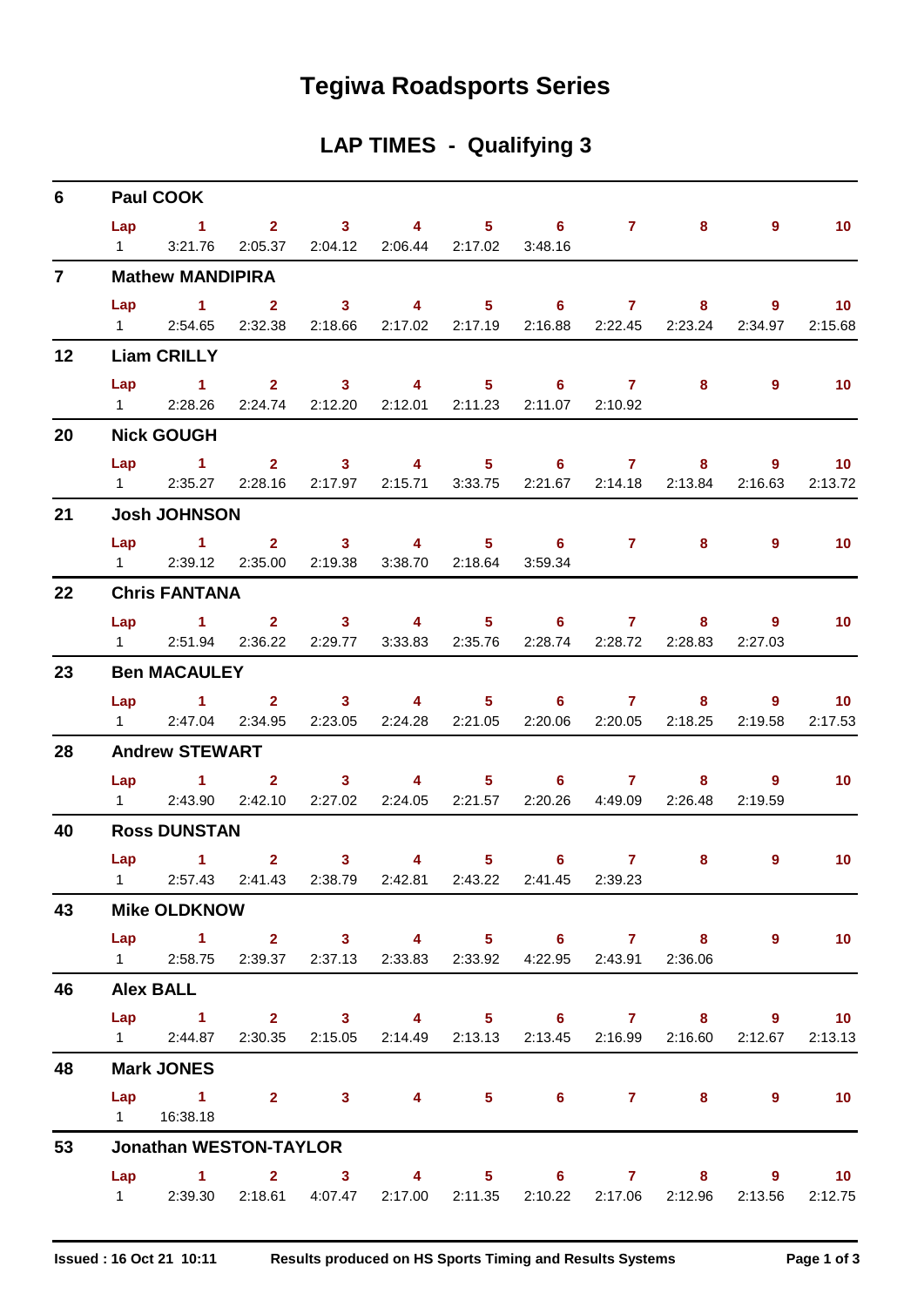# Tegiwa Roadsports Series

## LAP TIMES - Qualifying 3

**6 Paul COOK**

| Lap | 1 | 2 | 3 | 4 | 5 | 6 | 7 | 8 | 9 | 10 |
|---|---|---|---|---|---|---|---|---|---|---|
| 1 | 3:21.76 | 2:05.37 | 2:04.12 | 2:06.44 | 2:17.02 | 3:48.16 | | | | |

**7 Mathew MANDIPIRA**

| Lap | 1 | 2 | 3 | 4 | 5 | 6 | 7 | 8 | 9 | 10 |
|---|---|---|---|---|---|---|---|---|---|---|
| 1 | 2:54.65 | 2:32.38 | 2:18.66 | 2:17.02 | 2:17.19 | 2:16.88 | 2:22.45 | 2:23.24 | 2:34.97 | 2:15.68 |

**12 Liam CRILLY**

| Lap | 1 | 2 | 3 | 4 | 5 | 6 | 7 | 8 | 9 | 10 |
|---|---|---|---|---|---|---|---|---|---|---|
| 1 | 2:28.26 | 2:24.74 | 2:12.20 | 2:12.01 | 2:11.23 | 2:11.07 | 2:10.92 | | | |

**20 Nick GOUGH**

| Lap | 1 | 2 | 3 | 4 | 5 | 6 | 7 | 8 | 9 | 10 |
|---|---|---|---|---|---|---|---|---|---|---|
| 1 | 2:35.27 | 2:28.16 | 2:17.97 | 2:15.71 | 3:33.75 | 2:21.67 | 2:14.18 | 2:13.84 | 2:16.63 | 2:13.72 |

**21 Josh JOHNSON**

| Lap | 1 | 2 | 3 | 4 | 5 | 6 | 7 | 8 | 9 | 10 |
|---|---|---|---|---|---|---|---|---|---|---|
| 1 | 2:39.12 | 2:35.00 | 2:19.38 | 3:38.70 | 2:18.64 | 3:59.34 | | | | |

**22 Chris FANTANA**

| Lap | 1 | 2 | 3 | 4 | 5 | 6 | 7 | 8 | 9 | 10 |
|---|---|---|---|---|---|---|---|---|---|---|
| 1 | 2:51.94 | 2:36.22 | 2:29.77 | 3:33.83 | 2:35.76 | 2:28.74 | 2:28.72 | 2:28.83 | 2:27.03 | |

**23 Ben MACAULEY**

| Lap | 1 | 2 | 3 | 4 | 5 | 6 | 7 | 8 | 9 | 10 |
|---|---|---|---|---|---|---|---|---|---|---|
| 1 | 2:47.04 | 2:34.95 | 2:23.05 | 2:24.28 | 2:21.05 | 2:20.06 | 2:20.05 | 2:18.25 | 2:19.58 | 2:17.53 |

**28 Andrew STEWART**

| Lap | 1 | 2 | 3 | 4 | 5 | 6 | 7 | 8 | 9 | 10 |
|---|---|---|---|---|---|---|---|---|---|---|
| 1 | 2:43.90 | 2:42.10 | 2:27.02 | 2:24.05 | 2:21.57 | 2:20.26 | 4:49.09 | 2:26.48 | 2:19.59 | |

**40 Ross DUNSTAN**

| Lap | 1 | 2 | 3 | 4 | 5 | 6 | 7 | 8 | 9 | 10 |
|---|---|---|---|---|---|---|---|---|---|---|
| 1 | 2:57.43 | 2:41.43 | 2:38.79 | 2:42.81 | 2:43.22 | 2:41.45 | 2:39.23 | | | |

**43 Mike OLDKNOW**

| Lap | 1 | 2 | 3 | 4 | 5 | 6 | 7 | 8 | 9 | 10 |
|---|---|---|---|---|---|---|---|---|---|---|
| 1 | 2:58.75 | 2:39.37 | 2:37.13 | 2:33.83 | 2:33.92 | 4:22.95 | 2:43.91 | 2:36.06 | | |

**46 Alex BALL**

| Lap | 1 | 2 | 3 | 4 | 5 | 6 | 7 | 8 | 9 | 10 |
|---|---|---|---|---|---|---|---|---|---|---|
| 1 | 2:44.87 | 2:30.35 | 2:15.05 | 2:14.49 | 2:13.13 | 2:13.45 | 2:16.99 | 2:16.60 | 2:12.67 | 2:13.13 |

**48 Mark JONES**

| Lap | 1 | 2 | 3 | 4 | 5 | 6 | 7 | 8 | 9 | 10 |
|---|---|---|---|---|---|---|---|---|---|---|
| 1 | 16:38.18 | | | | | | | | | |

**53 Jonathan WESTON-TAYLOR**

| Lap | 1 | 2 | 3 | 4 | 5 | 6 | 7 | 8 | 9 | 10 |
|---|---|---|---|---|---|---|---|---|---|---|
| 1 | 2:39.30 | 2:18.61 | 4:07.47 | 2:17.00 | 2:11.35 | 2:10.22 | 2:17.06 | 2:12.96 | 2:13.56 | 2:12.75 |

Issued : 16 Oct 21 10:11 Results produced on HS Sports Timing and Results Systems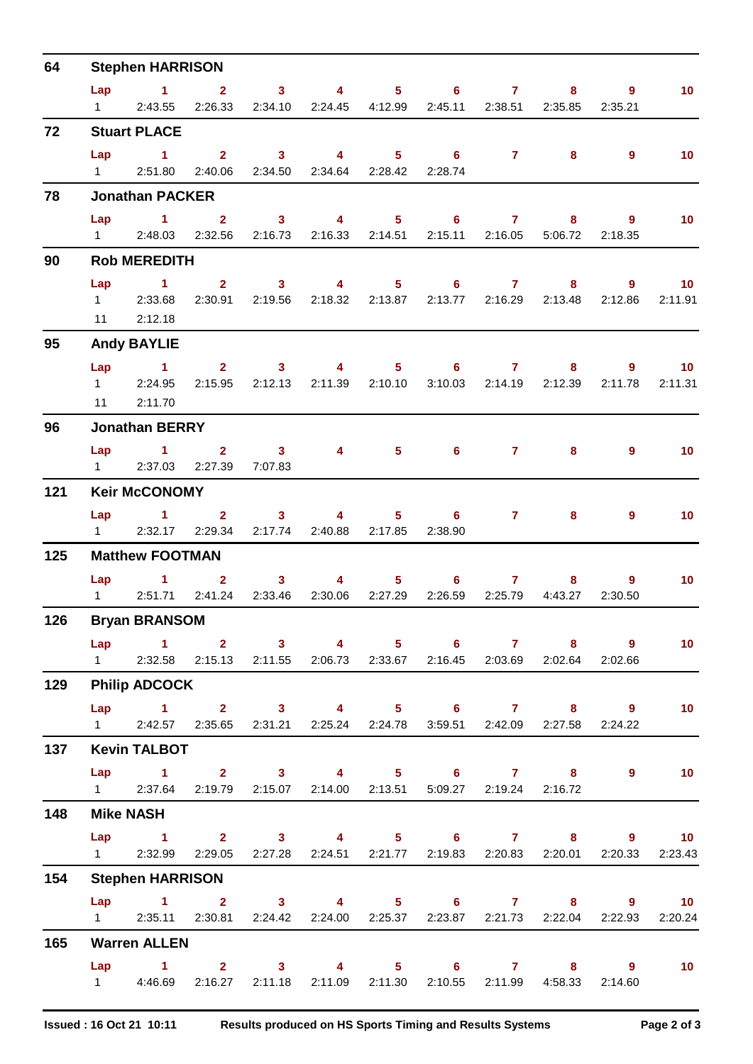## 64 Stephen HARRISON

| Lap | 1 | 2 | 3 | 4 | 5 | 6 | 7 | 8 | 9 | 10 |
|---|---|---|---|---|---|---|---|---|---|---|
| 1 | 2:43.55 | 2:26.33 | 2:34.10 | 2:24.45 | 4:12.99 | 2:45.11 | 2:38.51 | 2:35.85 | 2:35.21 | |

## 72 Stuart PLACE

| Lap | 1 | 2 | 3 | 4 | 5 | 6 | 7 | 8 | 9 | 10 |
|---|---|---|---|---|---|---|---|---|---|---|
| 1 | 2:51.80 | 2:40.06 | 2:34.50 | 2:34.64 | 2:28.42 | 2:28.74 | | | | |

## 78 Jonathan PACKER

| Lap | 1 | 2 | 3 | 4 | 5 | 6 | 7 | 8 | 9 | 10 |
|---|---|---|---|---|---|---|---|---|---|---|
| 1 | 2:48.03 | 2:32.56 | 2:16.73 | 2:16.33 | 2:14.51 | 2:15.11 | 2:16.05 | 5:06.72 | 2:18.35 | |

## 90 Rob MEREDITH

| Lap | 1 | 2 | 3 | 4 | 5 | 6 | 7 | 8 | 9 | 10 |
|---|---|---|---|---|---|---|---|---|---|---|
| 1 | 2:33.68 | 2:30.91 | 2:19.56 | 2:18.32 | 2:13.87 | 2:13.77 | 2:16.29 | 2:13.48 | 2:12.86 | 2:11.91 |
| 11 | 2:12.18 | | | | | | | | | |

## 95 Andy BAYLIE

| Lap | 1 | 2 | 3 | 4 | 5 | 6 | 7 | 8 | 9 | 10 |
|---|---|---|---|---|---|---|---|---|---|---|
| 1 | 2:24.95 | 2:15.95 | 2:12.13 | 2:11.39 | 2:10.10 | 3:10.03 | 2:14.19 | 2:12.39 | 2:11.78 | 2:11.31 |
| 11 | 2:11.70 | | | | | | | | | |

## 96 Jonathan BERRY

| Lap | 1 | 2 | 3 | 4 | 5 | 6 | 7 | 8 | 9 | 10 |
|---|---|---|---|---|---|---|---|---|---|---|
| 1 | 2:37.03 | 2:27.39 | 7:07.83 | | | | | | | |

## 121 Keir McCONOMY

| Lap | 1 | 2 | 3 | 4 | 5 | 6 | 7 | 8 | 9 | 10 |
|---|---|---|---|---|---|---|---|---|---|---|
| 1 | 2:32.17 | 2:29.34 | 2:17.74 | 2:40.88 | 2:17.85 | 2:38.90 | | | | |

## 125 Matthew FOOTMAN

| Lap | 1 | 2 | 3 | 4 | 5 | 6 | 7 | 8 | 9 | 10 |
|---|---|---|---|---|---|---|---|---|---|---|
| 1 | 2:51.71 | 2:41.24 | 2:33.46 | 2:30.06 | 2:27.29 | 2:26.59 | 2:25.79 | 4:43.27 | 2:30.50 | |

## 126 Bryan BRANSOM

| Lap | 1 | 2 | 3 | 4 | 5 | 6 | 7 | 8 | 9 | 10 |
|---|---|---|---|---|---|---|---|---|---|---|
| 1 | 2:32.58 | 2:15.13 | 2:11.55 | 2:06.73 | 2:33.67 | 2:16.45 | 2:03.69 | 2:02.64 | 2:02.66 | |

## 129 Philip ADCOCK

| Lap | 1 | 2 | 3 | 4 | 5 | 6 | 7 | 8 | 9 | 10 |
|---|---|---|---|---|---|---|---|---|---|---|
| 1 | 2:42.57 | 2:35.65 | 2:31.21 | 2:25.24 | 2:24.78 | 3:59.51 | 2:42.09 | 2:27.58 | 2:24.22 | |

## 137 Kevin TALBOT

| Lap | 1 | 2 | 3 | 4 | 5 | 6 | 7 | 8 | 9 | 10 |
|---|---|---|---|---|---|---|---|---|---|---|
| 1 | 2:37.64 | 2:19.79 | 2:15.07 | 2:14.00 | 2:13.51 | 5:09.27 | 2:19.24 | 2:16.72 | | |

## 148 Mike NASH

| Lap | 1 | 2 | 3 | 4 | 5 | 6 | 7 | 8 | 9 | 10 |
|---|---|---|---|---|---|---|---|---|---|---|
| 1 | 2:32.99 | 2:29.05 | 2:27.28 | 2:24.51 | 2:21.77 | 2:19.83 | 2:20.83 | 2:20.01 | 2:20.33 | 2:23.43 |

## 154 Stephen HARRISON

| Lap | 1 | 2 | 3 | 4 | 5 | 6 | 7 | 8 | 9 | 10 |
|---|---|---|---|---|---|---|---|---|---|---|
| 1 | 2:35.11 | 2:30.81 | 2:24.42 | 2:24.00 | 2:25.37 | 2:23.87 | 2:21.73 | 2:22.04 | 2:22.93 | 2:20.24 |

## 165 Warren ALLEN

| Lap | 1 | 2 | 3 | 4 | 5 | 6 | 7 | 8 | 9 | 10 |
|---|---|---|---|---|---|---|---|---|---|---|
| 1 | 4:46.69 | 2:16.27 | 2:11.18 | 2:11.09 | 2:11.30 | 2:10.55 | 2:11.99 | 4:58.33 | 2:14.60 | |

Issued : 16 Oct 21 10:11 Results produced on HS Sports Timing and Results Systems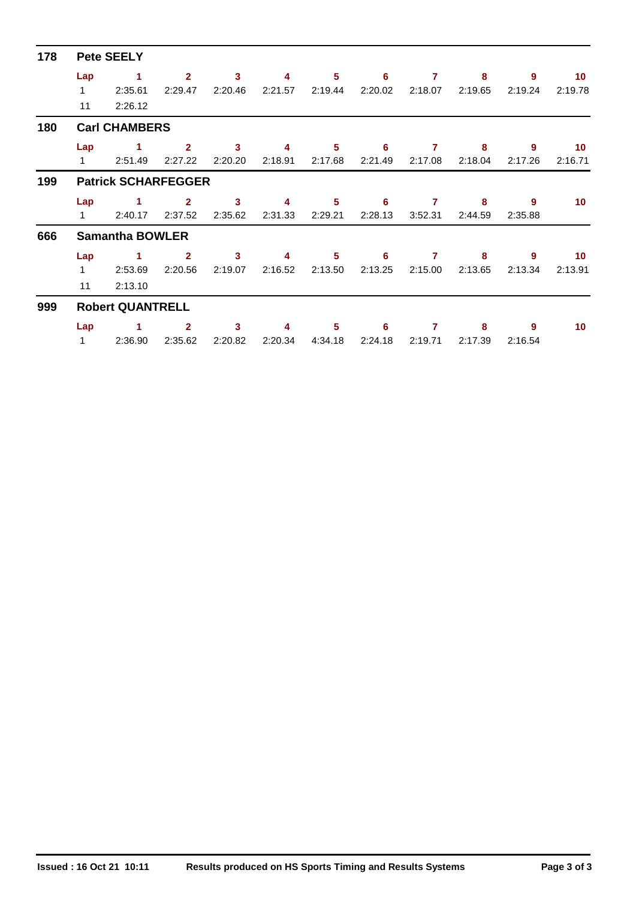## 178 Pete SEELY

| Lap | 1 | 2 | 3 | 4 | 5 | 6 | 7 | 8 | 9 | 10 |
|---|---|---|---|---|---|---|---|---|---|---|
| 1 | 2:35.61 | 2:29.47 | 2:20.46 | 2:21.57 | 2:19.44 | 2:20.02 | 2:18.07 | 2:19.65 | 2:19.24 | 2:19.78 |
| 11 | 2:26.12 | | | | | | | | | |

## 180 Carl CHAMBERS

| Lap | 1 | 2 | 3 | 4 | 5 | 6 | 7 | 8 | 9 | 10 |
|---|---|---|---|---|---|---|---|---|---|---|
| 1 | 2:51.49 | 2:27.22 | 2:20.20 | 2:18.91 | 2:17.68 | 2:21.49 | 2:17.08 | 2:18.04 | 2:17.26 | 2:16.71 |

## 199 Patrick SCHARFEGGER

| Lap | 1 | 2 | 3 | 4 | 5 | 6 | 7 | 8 | 9 | 10 |
|---|---|---|---|---|---|---|---|---|---|---|
| 1 | 2:40.17 | 2:37.52 | 2:35.62 | 2:31.33 | 2:29.21 | 2:28.13 | 3:52.31 | 2:44.59 | 2:35.88 | |

## 666 Samantha BOWLER

| Lap | 1 | 2 | 3 | 4 | 5 | 6 | 7 | 8 | 9 | 10 |
|---|---|---|---|---|---|---|---|---|---|---|
| 1 | 2:53.69 | 2:20.56 | 2:19.07 | 2:16.52 | 2:13.50 | 2:13.25 | 2:15.00 | 2:13.65 | 2:13.34 | 2:13.91 |
| 11 | 2:13.10 | | | | | | | | | |

## 999 Robert QUANTRELL

| Lap | 1 | 2 | 3 | 4 | 5 | 6 | 7 | 8 | 9 | 10 |
|---|---|---|---|---|---|---|---|---|---|---|
| 1 | 2:36.90 | 2:35.62 | 2:20.82 | 2:20.34 | 4:34.18 | 2:24.18 | 2:19.71 | 2:17.39 | 2:16.54 | |

**Issued : 16 Oct 21 10:11** **Results produced on HS Sports Timing and Results Systems**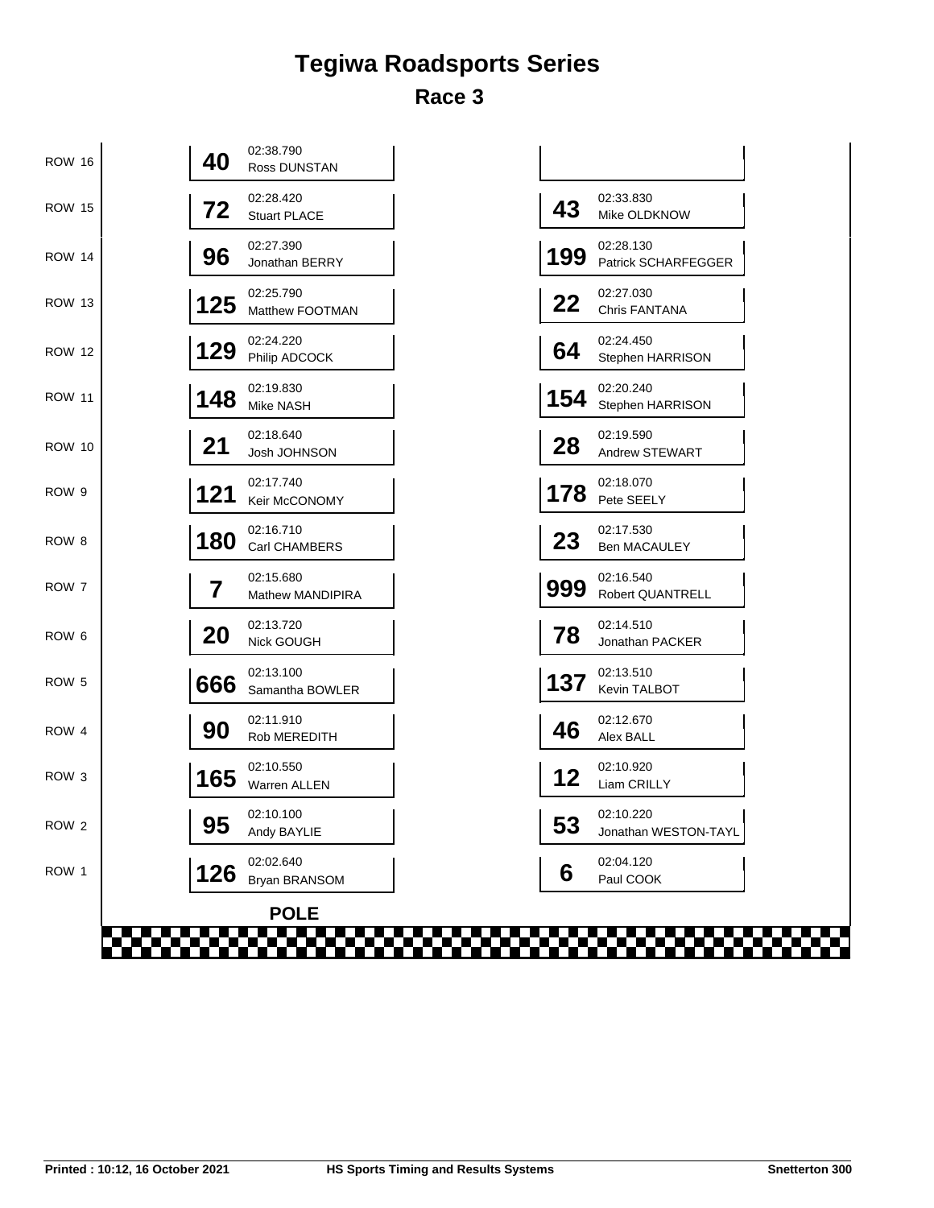# Tegiwa Roadsports Series

## Race 3

| Row | No. | Time | Driver | No. | Time | Driver |
|---|---|---|---|---|---|---|
| ROW 16 | 40 | 02:38.790 | Ross DUNSTAN | | | |
| ROW 15 | 72 | 02:28.420 | Stuart PLACE | 43 | 02:33.830 | Mike OLDKNOW |
| ROW 14 | 96 | 02:27.390 | Jonathan BERRY | 199 | 02:28.130 | Patrick SCHARFEGGER |
| ROW 13 | 125 | 02:25.790 | Matthew FOOTMAN | 22 | 02:27.030 | Chris FANTANA |
| ROW 12 | 129 | 02:24.220 | Philip ADCOCK | 64 | 02:24.450 | Stephen HARRISON |
| ROW 11 | 148 | 02:19.830 | Mike NASH | 154 | 02:20.240 | Stephen HARRISON |
| ROW 10 | 21 | 02:18.640 | Josh JOHNSON | 28 | 02:19.590 | Andrew STEWART |
| ROW 9 | 121 | 02:17.740 | Keir McCONOMY | 178 | 02:18.070 | Pete SEELY |
| ROW 8 | 180 | 02:16.710 | Carl CHAMBERS | 23 | 02:17.530 | Ben MACAULEY |
| ROW 7 | 7 | 02:15.680 | Mathew MANDIPIRA | 999 | 02:16.540 | Robert QUANTRELL |
| ROW 6 | 20 | 02:13.720 | Nick GOUGH | 78 | 02:14.510 | Jonathan PACKER |
| ROW 5 | 666 | 02:13.100 | Samantha BOWLER | 137 | 02:13.510 | Kevin TALBOT |
| ROW 4 | 90 | 02:11.910 | Rob MEREDITH | 46 | 02:12.670 | Alex BALL |
| ROW 3 | 165 | 02:10.550 | Warren ALLEN | 12 | 02:10.920 | Liam CRILLY |
| ROW 2 | 95 | 02:10.100 | Andy BAYLIE | 53 | 02:10.220 | Jonathan WESTON-TAYL |
| ROW 1 | 126 | 02:02.640 | Bryan BRANSOM | 6 | 02:04.120 | Paul COOK |

**POLE**

Printed : 10:12, 16 October 2021 — HS Sports Timing and Results Systems — Snetterton 300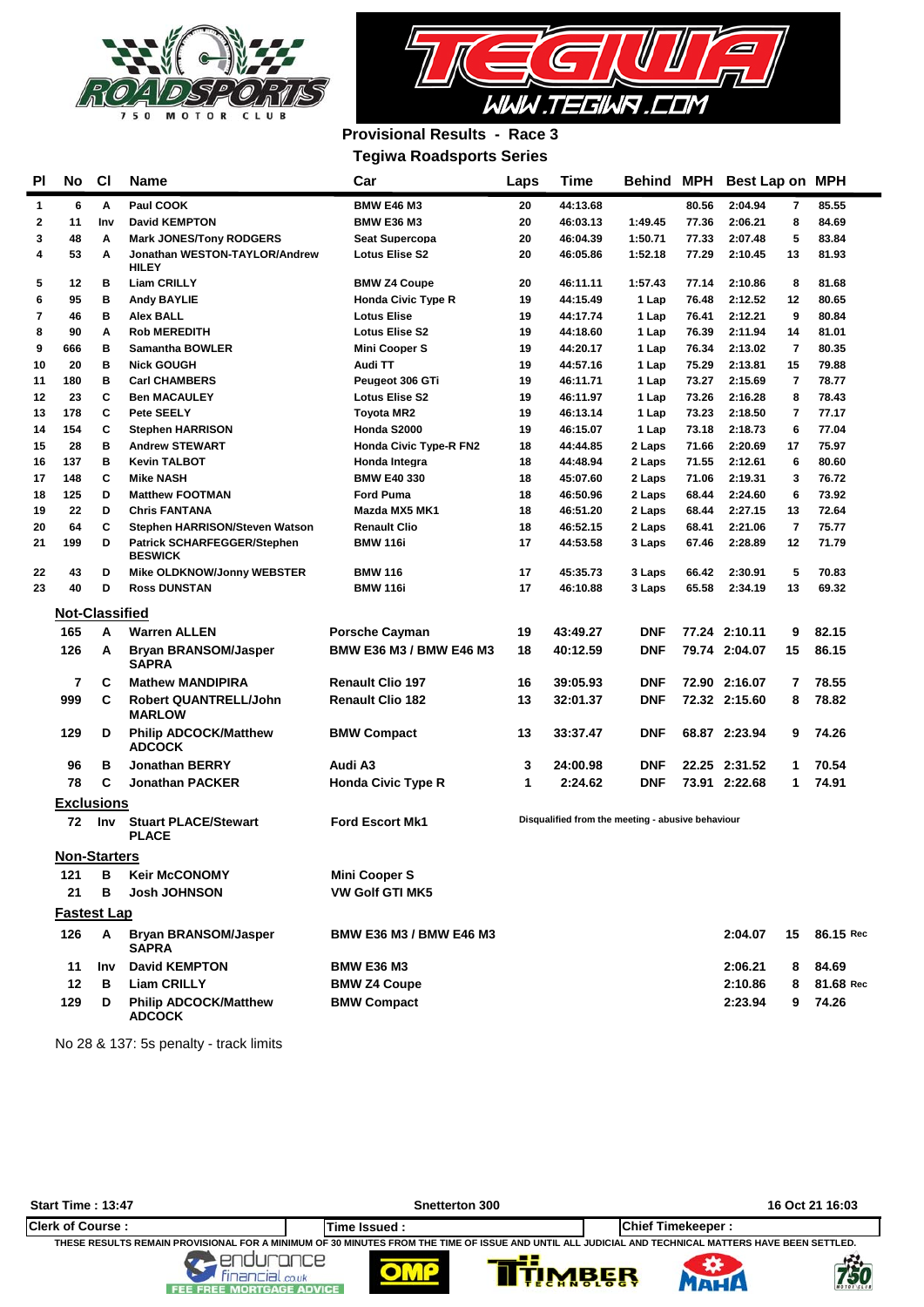**Provisional Results - Race 3**

**Tegiwa Roadsports Series**

| Pl | No | Cl | Name | Car | Laps | Time | Behind | MPH | Best Lap | on | MPH |
|---|---|---|---|---|---|---|---|---|---|---|---|
| 1 | 6 | A | Paul COOK | BMW E46 M3 | 20 | 44:13.68 | | 80.56 | 2:04.94 | 7 | 85.55 |
| 2 | 11 | Inv | David KEMPTON | BMW E36 M3 | 20 | 46:03.13 | 1:49.45 | 77.36 | 2:06.21 | 8 | 84.69 |
| 3 | 48 | A | Mark JONES/Tony RODGERS | Seat Supercopa | 20 | 46:04.39 | 1:50.71 | 77.33 | 2:07.48 | 5 | 83.84 |
| 4 | 53 | A | Jonathan WESTON-TAYLOR/Andrew HILEY | Lotus Elise S2 | 20 | 46:05.86 | 1:52.18 | 77.29 | 2:10.45 | 13 | 81.93 |
| 5 | 12 | B | Liam CRILLY | BMW Z4 Coupe | 20 | 46:11.11 | 1:57.43 | 77.14 | 2:10.86 | 8 | 81.68 |
| 6 | 95 | B | Andy BAYLIE | Honda Civic Type R | 19 | 44:15.49 | 1 Lap | 76.48 | 2:12.52 | 12 | 80.65 |
| 7 | 46 | B | Alex BALL | Lotus Elise | 19 | 44:17.74 | 1 Lap | 76.41 | 2:12.21 | 9 | 80.84 |
| 8 | 90 | A | Rob MEREDITH | Lotus Elise S2 | 19 | 44:18.60 | 1 Lap | 76.39 | 2:11.94 | 14 | 81.01 |
| 9 | 666 | B | Samantha BOWLER | Mini Cooper S | 19 | 44:20.17 | 1 Lap | 76.34 | 2:13.02 | 7 | 80.35 |
| 10 | 20 | B | Nick GOUGH | Audi TT | 19 | 44:57.16 | 1 Lap | 75.29 | 2:13.81 | 15 | 79.88 |
| 11 | 180 | B | Carl CHAMBERS | Peugeot 306 GTi | 19 | 46:11.71 | 1 Lap | 73.27 | 2:15.69 | 7 | 78.77 |
| 12 | 23 | C | Ben MACAULEY | Lotus Elise S2 | 19 | 46:11.97 | 1 Lap | 73.26 | 2:16.28 | 8 | 78.43 |
| 13 | 178 | C | Pete SEELY | Toyota MR2 | 19 | 46:13.14 | 1 Lap | 73.23 | 2:18.50 | 7 | 77.17 |
| 14 | 154 | C | Stephen HARRISON | Honda S2000 | 19 | 46:15.07 | 1 Lap | 73.18 | 2:18.73 | 6 | 77.04 |
| 15 | 28 | B | Andrew STEWART | Honda Civic Type-R FN2 | 18 | 44:44.85 | 2 Laps | 71.66 | 2:20.69 | 17 | 75.97 |
| 16 | 137 | B | Kevin TALBOT | Honda Integra | 18 | 44:48.94 | 2 Laps | 71.55 | 2:12.61 | 6 | 80.60 |
| 17 | 148 | C | Mike NASH | BMW E40 330 | 18 | 45:07.60 | 2 Laps | 71.06 | 2:19.31 | 3 | 76.72 |
| 18 | 125 | D | Matthew FOOTMAN | Ford Puma | 18 | 46:50.96 | 2 Laps | 68.44 | 2:24.60 | 6 | 73.92 |
| 19 | 22 | D | Chris FANTANA | Mazda MX5 MK1 | 18 | 46:51.20 | 2 Laps | 68.44 | 2:27.15 | 13 | 72.64 |
| 20 | 64 | C | Stephen HARRISON/Steven Watson | Renault Clio | 18 | 46:52.15 | 2 Laps | 68.41 | 2:21.06 | 7 | 75.77 |
| 21 | 199 | D | Patrick SCHARFEGGER/Stephen BESWICK | BMW 116i | 17 | 44:53.58 | 3 Laps | 67.46 | 2:28.89 | 12 | 71.79 |
| 22 | 43 | D | Mike OLDKNOW/Jonny WEBSTER | BMW 116 | 17 | 45:35.73 | 3 Laps | 66.42 | 2:30.91 | 5 | 70.83 |
| 23 | 40 | D | Ross DUNSTAN | BMW 116i | 17 | 46:10.88 | 3 Laps | 65.58 | 2:34.19 | 13 | 69.32 |

**Not-Classified**

| No | Cl | Name | Car | Laps | Time | Behind | MPH | Best Lap | on | MPH |
|---|---|---|---|---|---|---|---|---|---|---|
| 165 | A | Warren ALLEN | Porsche Cayman | 19 | 43:49.27 | DNF | 77.24 | 2:10.11 | 9 | 82.15 |
| 126 | A | Bryan BRANSOM/Jasper SAPRA | BMW E36 M3 / BMW E46 M3 | 18 | 40:12.59 | DNF | 79.74 | 2:04.07 | 15 | 86.15 |
| 7 | C | Mathew MANDIPIRA | Renault Clio 197 | 16 | 39:05.93 | DNF | 72.90 | 2:16.07 | 7 | 78.55 |
| 999 | C | Robert QUANTRELL/John MARLOW | Renault Clio 182 | 13 | 32:01.37 | DNF | 72.32 | 2:15.60 | 8 | 78.82 |
| 129 | D | Philip ADCOCK/Matthew ADCOCK | BMW Compact | 13 | 33:37.47 | DNF | 68.87 | 2:23.94 | 9 | 74.26 |
| 96 | B | Jonathan BERRY | Audi A3 | 3 | 24:00.98 | DNF | 22.25 | 2:31.52 | 1 | 70.54 |
| 78 | C | Jonathan PACKER | Honda Civic Type R | 1 | 2:24.62 | DNF | 73.91 | 2:22.68 | 1 | 74.91 |

**Exclusions**

| No | Cl | Name | Car | |
|---|---|---|---|---|
| 72 | Inv | Stuart PLACE/Stewart PLACE | Ford Escort Mk1 | Disqualified from the meeting - abusive behaviour |

**Non-Starters**

| No | Cl | Name | Car |
|---|---|---|---|
| 121 | B | Keir McCONOMY | Mini Cooper S |
| 21 | B | Josh JOHNSON | VW Golf GTI MK5 |

**Fastest Lap**

| No | Cl | Name | Car | Best Lap | on | MPH |
|---|---|---|---|---|---|---|
| 126 | A | Bryan BRANSOM/Jasper SAPRA | BMW E36 M3 / BMW E46 M3 | 2:04.07 | 15 | 86.15 Rec |
| 11 | Inv | David KEMPTON | BMW E36 M3 | 2:06.21 | 8 | 84.69 |
| 12 | B | Liam CRILLY | BMW Z4 Coupe | 2:10.86 | 8 | 81.68 Rec |
| 129 | D | Philip ADCOCK/Matthew ADCOCK | BMW Compact | 2:23.94 | 9 | 74.26 |

No 28 & 137: 5s penalty - track limits

Start Time : 13:47 | Snetterton 300 | 16 Oct 21 16:03

Clerk of Course : | Time Issued : | Chief Timekeeper :

THESE RESULTS REMAIN PROVISIONAL FOR A MINIMUM OF 30 MINUTES FROM THE TIME OF ISSUE AND UNTIL ALL JUDICIAL AND TECHNICAL MATTERS HAVE BEEN SETTLED.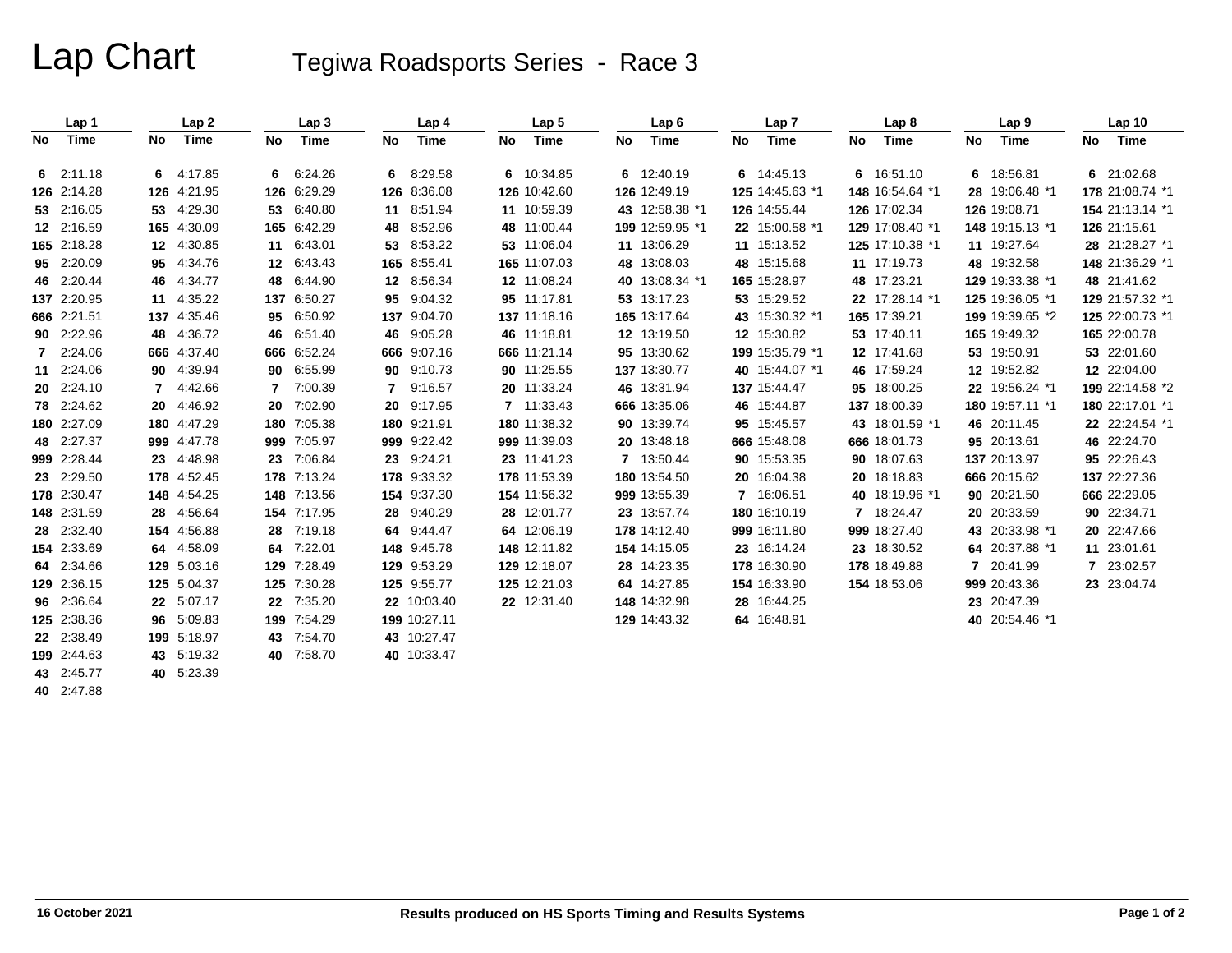# Lap Chart

## Tegiwa Roadsports Series - Race 3

| Lap 1 | | Lap 2 | | Lap 3 | | Lap 4 | | Lap 5 | | Lap 6 | | Lap 7 | | Lap 8 | | Lap 9 | | Lap 10 | |
|---|---|---|---|---|---|---|---|---|---|---|---|---|---|---|---|---|---|---|---|
| No | Time | No | Time | No | Time | No | Time | No | Time | No | Time | No | Time | No | Time | No | Time | No | Time |
| 6 | 2:11.18 | 6 | 4:17.85 | 6 | 6:24.26 | 6 | 8:29.58 | 6 | 10:34.85 | 6 | 12:40.19 | 6 | 14:45.13 | 6 | 16:51.10 | 6 | 18:56.81 | 6 | 21:02.68 |
| 126 | 2:14.28 | 126 | 4:21.95 | 126 | 6:29.29 | 126 | 8:36.08 | 126 | 10:42.60 | 126 | 12:49.19 | 125 | 14:45.63 *1 | 148 | 16:54.64 *1 | 28 | 19:06.48 *1 | 178 | 21:08.74 *1 |
| 53 | 2:16.05 | 53 | 4:29.30 | 53 | 6:40.80 | 11 | 8:51.94 | 11 | 10:59.39 | 43 | 12:58.38 *1 | 126 | 14:55.44 | 126 | 17:02.34 | 126 | 19:08.71 | 154 | 21:13.14 *1 |
| 12 | 2:16.59 | 165 | 4:30.09 | 165 | 6:42.29 | 48 | 8:52.96 | 48 | 11:00.44 | 199 | 12:59.95 *1 | 22 | 15:00.58 *1 | 129 | 17:08.40 *1 | 148 | 19:15.13 *1 | 126 | 21:15.61 |
| 165 | 2:18.28 | 12 | 4:30.85 | 11 | 6:43.01 | 53 | 8:53.22 | 53 | 11:06.04 | 11 | 13:06.29 | 11 | 15:13.52 | 125 | 17:10.38 *1 | 11 | 19:27.64 | 28 | 21:28.27 *1 |
| 95 | 2:20.09 | 95 | 4:34.76 | 12 | 6:43.43 | 165 | 8:55.41 | 165 | 11:07.03 | 48 | 13:08.03 | 48 | 15:15.68 | 11 | 17:19.73 | 48 | 19:32.58 | 148 | 21:36.29 *1 |
| 46 | 2:20.44 | 46 | 4:34.77 | 48 | 6:44.90 | 12 | 8:56.34 | 12 | 11:08.24 | 40 | 13:08.34 *1 | 165 | 15:28.97 | 48 | 17:23.21 | 129 | 19:33.38 *1 | 129 | 21:57.32 *1 |
| 137 | 2:20.95 | 11 | 4:35.22 | 137 | 6:50.27 | 95 | 9:04.32 | 95 | 11:17.81 | 53 | 13:17.23 | 53 | 15:29.52 | 22 | 17:28.14 *1 | 125 | 19:36.05 *1 | 125 | 22:00.73 *1 |
| 666 | 2:21.51 | 137 | 4:35.46 | 95 | 6:50.92 | 137 | 9:04.70 | 137 | 11:18.16 | 165 | 13:17.64 | 43 | 15:30.32 *1 | 165 | 17:39.21 | 199 | 19:39.65 *2 | 165 | 22:00.78 |
| 90 | 2:22.96 | 48 | 4:36.72 | 46 | 6:51.40 | 46 | 9:05.28 | 46 | 11:18.81 | 12 | 13:19.50 | 12 | 15:30.82 | 53 | 17:40.11 | 165 | 19:49.32 | 53 | 22:01.60 |
| 7 | 2:24.06 | 666 | 4:37.40 | 666 | 6:52.24 | 666 | 9:07.16 | 666 | 11:21.14 | 95 | 13:30.62 | 199 | 15:35.79 *1 | 12 | 17:41.68 | 53 | 19:50.91 | 12 | 22:04.00 |
| 11 | 2:24.06 | 90 | 4:39.94 | 90 | 6:55.99 | 90 | 9:10.73 | 90 | 11:25.55 | 137 | 13:30.77 | 40 | 15:44.07 *1 | 46 | 17:59.24 | 12 | 19:52.82 | 199 | 22:14.58 *2 |
| 20 | 2:24.10 | 7 | 4:42.66 | 7 | 7:00.39 | 7 | 9:16.57 | 20 | 11:33.24 | 46 | 13:31.94 | 137 | 15:44.47 | 95 | 18:00.25 | 22 | 19:56.24 *1 | 180 | 22:17.01 *1 |
| 78 | 2:24.62 | 20 | 4:46.92 | 20 | 7:02.90 | 20 | 9:17.95 | 7 | 11:33.43 | 666 | 13:35.06 | 46 | 15:44.87 | 137 | 18:00.39 | 180 | 19:57.11 *1 | 22 | 22:24.54 *1 |
| 180 | 2:27.09 | 180 | 4:47.29 | 180 | 7:05.38 | 180 | 9:21.91 | 180 | 11:38.32 | 90 | 13:39.74 | 95 | 15:45.57 | 43 | 18:01.59 *1 | 46 | 20:11.45 | 46 | 22:24.70 |
| 48 | 2:27.37 | 999 | 4:47.78 | 999 | 7:05.97 | 999 | 9:22.42 | 999 | 11:39.03 | 20 | 13:48.18 | 666 | 15:48.08 | 666 | 18:01.73 | 95 | 20:13.61 | 95 | 22:26.43 |
| 999 | 2:28.44 | 23 | 4:48.98 | 23 | 7:06.84 | 23 | 9:24.21 | 23 | 11:41.23 | 7 | 13:50.44 | 90 | 15:53.35 | 90 | 18:07.63 | 137 | 20:13.97 | 137 | 22:27.36 |
| 23 | 2:29.50 | 178 | 4:52.45 | 178 | 7:13.24 | 178 | 9:33.32 | 178 | 11:53.39 | 180 | 13:54.50 | 20 | 16:04.38 | 20 | 18:18.83 | 666 | 20:15.62 | 666 | 22:29.05 |
| 178 | 2:30.47 | 148 | 4:54.25 | 148 | 7:13.56 | 154 | 9:37.30 | 154 | 11:56.32 | 999 | 13:55.39 | 7 | 16:06.51 | 40 | 18:19.96 *1 | 90 | 20:21.50 | 90 | 22:34.71 |
| 148 | 2:31.59 | 28 | 4:56.64 | 154 | 7:17.95 | 28 | 9:40.29 | 28 | 12:01.77 | 23 | 13:57.74 | 180 | 16:10.19 | 7 | 18:24.47 | 20 | 20:33.59 | 20 | 22:47.66 |
| 28 | 2:32.40 | 154 | 4:56.88 | 28 | 7:19.18 | 64 | 9:44.47 | 64 | 12:06.19 | 178 | 14:12.40 | 999 | 16:11.80 | 999 | 18:27.40 | 43 | 20:33.98 *1 | 11 | 23:01.61 |
| 154 | 2:33.69 | 64 | 4:58.09 | 64 | 7:22.01 | 148 | 9:45.78 | 148 | 12:11.82 | 154 | 14:15.05 | 23 | 16:14.24 | 23 | 18:30.52 | 64 | 20:37.88 *1 | 7 | 23:02.57 |
| 64 | 2:34.66 | 129 | 5:03.16 | 129 | 7:28.49 | 129 | 9:53.29 | 129 | 12:18.07 | 28 | 14:23.35 | 178 | 16:30.90 | 178 | 18:49.88 | 7 | 20:41.99 | 23 | 23:04.74 |
| 129 | 2:36.15 | 125 | 5:04.37 | 125 | 7:30.28 | 125 | 9:55.77 | 125 | 12:21.03 | 64 | 14:27.85 | 154 | 16:33.90 | 154 | 18:53.06 | 999 | 20:43.36 | | |
| 96 | 2:36.64 | 22 | 5:07.17 | 22 | 7:35.20 | 22 | 10:03.40 | 22 | 12:31.40 | 148 | 14:32.98 | 28 | 16:44.25 | | | 23 | 20:47.39 | | |
| 125 | 2:38.36 | 96 | 5:09.83 | 199 | 7:54.29 | 199 | 10:27.11 | | | 129 | 14:43.32 | 64 | 16:48.91 | | | 40 | 20:54.46 *1 | | |
| 22 | 2:38.49 | 199 | 5:18.97 | 43 | 7:54.70 | 43 | 10:27.47 | | | | | | | | | | | | |
| 199 | 2:44.63 | 43 | 5:19.32 | 40 | 7:58.70 | 40 | 10:33.47 | | | | | | | | | | | | |
| 43 | 2:45.77 | 40 | 5:23.39 | | | | | | | | | | | | | | | | |
| 40 | 2:47.88 | | | | | | | | | | | | | | | | | | |

16 October 2021 — Results produced on HS Sports Timing and Results Systems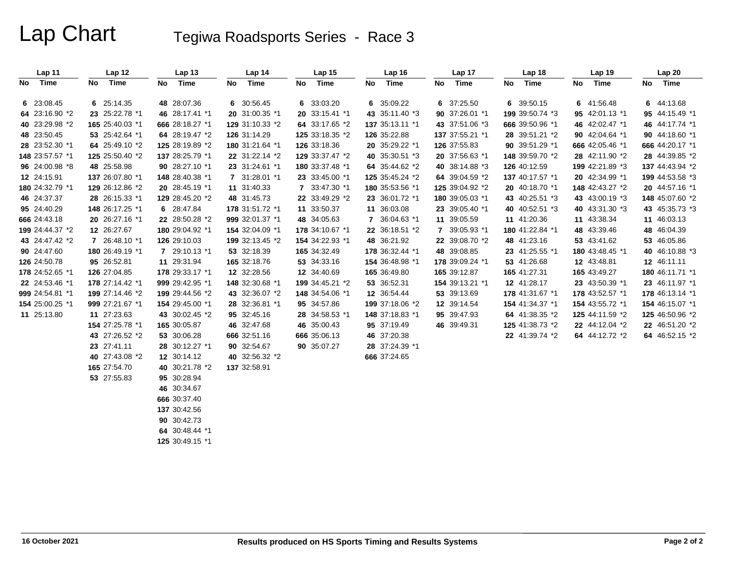# Lap Chart

## Tegiwa Roadsports Series - Race 3

| Lap 11 No | Lap 11 Time | Lap 12 No | Lap 12 Time | Lap 13 No | Lap 13 Time | Lap 14 No | Lap 14 Time | Lap 15 No | Lap 15 Time | Lap 16 No | Lap 16 Time | Lap 17 No | Lap 17 Time | Lap 18 No | Lap 18 Time | Lap 19 No | Lap 19 Time | Lap 20 No | Lap 20 Time |
|---|---|---|---|---|---|---|---|---|---|---|---|---|---|---|---|---|---|---|---|
| 6 | 23:08.45 | 6 | 25:14.35 | 48 | 28:07.36 | 6 | 30:56.45 | 6 | 33:03.20 | 6 | 35:09.22 | 6 | 37:25.50 | 6 | 39:50.15 | 6 | 41:56.48 | 6 | 44:13.68 |
| 64 | 23:16.90 *2 | 23 | 25:22.78 *1 | 46 | 28:17.41 *1 | 20 | 31:00.35 *1 | 20 | 33:15.41 *1 | 43 | 35:11.40 *3 | 90 | 37:26.01 *1 | 199 | 39:50.74 *3 | 95 | 42:01.13 *1 | 95 | 44:15.49 *1 |
| 40 | 23:29.98 *2 | 165 | 25:40.03 *1 | 666 | 28:18.27 *1 | 129 | 31:10.33 *2 | 64 | 33:17.65 *2 | 137 | 35:13.11 *1 | 43 | 37:51.06 *3 | 666 | 39:50.96 *1 | 46 | 42:02.47 *1 | 46 | 44:17.74 *1 |
| 48 | 23:50.45 | 53 | 25:42.64 *1 | 64 | 28:19.47 *2 | 126 | 31:14.29 | 125 | 33:18.35 *2 | 126 | 35:22.88 | 137 | 37:55.21 *1 | 28 | 39:51.21 *2 | 90 | 42:04.64 *1 | 90 | 44:18.60 *1 |
| 28 | 23:52.30 *1 | 64 | 25:49.10 *2 | 125 | 28:19.89 *2 | 180 | 31:21.64 *1 | 126 | 33:18.36 | 20 | 35:29.22 *1 | 126 | 37:55.83 | 90 | 39:51.29 *1 | 666 | 42:05.46 *1 | 666 | 44:20.17 *1 |
| 148 | 23:57.57 *1 | 125 | 25:50.40 *2 | 137 | 28:25.79 *1 | 22 | 31:22.14 *2 | 129 | 33:37.47 *2 | 40 | 35:30.51 *3 | 20 | 37:56.63 *1 | 148 | 39:59.70 *2 | 28 | 42:11.90 *2 | 28 | 44:39.85 *2 |
| 96 | 24:00.98 *8 | 48 | 25:58.98 | 90 | 28:27.10 *1 | 23 | 31:24.61 *1 | 180 | 33:37.48 *1 | 64 | 35:44.62 *2 | 40 | 38:14.88 *3 | 126 | 40:12.59 | 199 | 42:21.89 *3 | 137 | 44:43.94 *2 |
| 12 | 24:15.91 | 137 | 26:07.80 *1 | 148 | 28:40.38 *1 | 7 | 31:28.01 *1 | 23 | 33:45.00 *1 | 125 | 35:45.24 *2 | 64 | 39:04.59 *2 | 137 | 40:17.57 *1 | 20 | 42:34.99 *1 | 199 | 44:53.58 *3 |
| 180 | 24:32.79 *1 | 129 | 26:12.86 *2 | 20 | 28:45.19 *1 | 11 | 31:40.33 | 7 | 33:47.30 *1 | 180 | 35:53.56 *1 | 125 | 39:04.92 *2 | 20 | 40:18.70 *1 | 148 | 42:43.27 *2 | 20 | 44:57.16 *1 |
| 46 | 24:37.37 | 28 | 26:15.33 *1 | 129 | 28:45.20 *2 | 48 | 31:45.73 | 22 | 33:49.29 *2 | 23 | 36:01.72 *1 | 180 | 39:05.03 *1 | 43 | 40:25.51 *3 | 43 | 43:00.19 *3 | 148 | 45:07.60 *2 |
| 95 | 24:40.29 | 148 | 26:17.25 *1 | 6 | 28:47.84 | 178 | 31:51.72 *1 | 11 | 33:50.37 | 11 | 36:03.08 | 23 | 39:05.40 *1 | 40 | 40:52.51 *3 | 40 | 43:31.30 *3 | 43 | 45:35.73 *3 |
| 666 | 24:43.18 | 20 | 26:27.16 *1 | 22 | 28:50.28 *2 | 999 | 32:01.37 *1 | 48 | 34:05.63 | 7 | 36:04.63 *1 | 11 | 39:05.59 | 11 | 41:20.36 | 11 | 43:38.34 | 11 | 46:03.13 |
| 199 | 24:44.37 *2 | 12 | 26:27.67 | 180 | 29:04.92 *1 | 154 | 32:04.09 *1 | 178 | 34:10.67 *1 | 22 | 36:18.51 *2 | 7 | 39:05.93 *1 | 180 | 41:22.84 *1 | 48 | 43:39.46 | 48 | 46:04.39 |
| 43 | 24:47.42 *2 | 7 | 26:48.10 *1 | 126 | 29:10.03 | 199 | 32:13.45 *2 | 154 | 34:22.93 *1 | 48 | 36:21.92 | 22 | 39:08.70 *2 | 48 | 41:23.16 | 53 | 43:41.62 | 53 | 46:05.86 |
| 90 | 24:47.60 | 180 | 26:49.19 *1 | 7 | 29:10.13 *1 | 53 | 32:18.39 | 165 | 34:32.49 | 178 | 36:32.44 *1 | 48 | 39:08.85 | 23 | 41:25.55 *1 | 180 | 43:48.45 *1 | 40 | 46:10.88 *3 |
| 126 | 24:50.78 | 95 | 26:52.81 | 11 | 29:31.94 | 165 | 32:18.76 | 53 | 34:33.16 | 154 | 36:48.98 *1 | 178 | 39:09.24 *1 | 53 | 41:26.68 | 12 | 43:48.81 | 12 | 46:11.11 |
| 178 | 24:52.65 *1 | 126 | 27:04.85 | 178 | 29:33.17 *1 | 12 | 32:28.56 | 12 | 34:40.69 | 165 | 36:49.80 | 165 | 39:12.87 | 165 | 41:27.31 | 165 | 43:49.27 | 180 | 46:11.71 *1 |
| 22 | 24:53.46 *1 | 178 | 27:14.42 *1 | 999 | 29:42.95 *1 | 148 | 32:30.68 *1 | 199 | 34:45.21 *2 | 53 | 36:52.31 | 154 | 39:13.21 *1 | 12 | 41:28.17 | 23 | 43:50.39 *1 | 23 | 46:11.97 *1 |
| 999 | 24:54.81 *1 | 199 | 27:14.46 *2 | 199 | 29:44.56 *2 | 43 | 32:36.07 *2 | 148 | 34:54.06 *1 | 12 | 36:54.44 | 53 | 39:13.69 | 178 | 41:31.67 *1 | 178 | 43:52.57 *1 | 178 | 46:13.14 *1 |
| 154 | 25:00.25 *1 | 999 | 27:21.67 *1 | 154 | 29:45.00 *1 | 28 | 32:36.81 *1 | 95 | 34:57.86 | 199 | 37:18.06 *2 | 12 | 39:14.54 | 154 | 41:34.37 *1 | 154 | 43:55.72 *1 | 154 | 46:15.07 *1 |
| 11 | 25:13.80 | 11 | 27:23.63 | 43 | 30:02.45 *2 | 95 | 32:45.16 | 28 | 34:58.53 *1 | 148 | 37:18.83 *1 | 95 | 39:47.93 | 64 | 41:38.35 *2 | 125 | 44:11.59 *2 | 125 | 46:50.96 *2 |
| | | 154 | 27:25.78 *1 | 165 | 30:05.87 | 46 | 32:47.68 | 46 | 35:00.43 | 95 | 37:19.49 | 46 | 39:49.31 | 125 | 41:38.73 *2 | 22 | 44:12.04 *2 | 22 | 46:51.20 *2 |
| | | 43 | 27:26.52 *2 | 53 | 30:06.28 | 666 | 32:51.16 | 666 | 35:06.13 | 46 | 37:20.38 | | | 22 | 41:39.74 *2 | 64 | 44:12.72 *2 | 64 | 46:52.15 *2 |
| | | 23 | 27:41.11 | 28 | 30:12.27 *1 | 90 | 32:54.67 | 90 | 35:07.27 | 28 | 37:24.39 *1 | | | | | | | | |
| | | 40 | 27:43.08 *2 | 12 | 30:14.12 | 40 | 32:56.32 *2 | | | 666 | 37:24.65 | | | | | | | | |
| | | 165 | 27:54.70 | 40 | 30:21.78 *2 | 137 | 32:58.91 | | | | | | | | | | | | |
| | | 53 | 27:55.83 | 95 | 30:28.94 | | | | | | | | | | | | | | |
| | | | | 46 | 30:34.67 | | | | | | | | | | | | | | |
| | | | | 666 | 30:37.40 | | | | | | | | | | | | | | |
| | | | | 137 | 30:42.56 | | | | | | | | | | | | | | |
| | | | | 90 | 30:42.73 | | | | | | | | | | | | | | |
| | | | | 64 | 30:48.44 *1 | | | | | | | | | | | | | | |
| | | | | 125 | 30:49.15 *1 | | | | | | | | | | | | | | |

16 October 2021 — Results produced on HS Sports Timing and Results Systems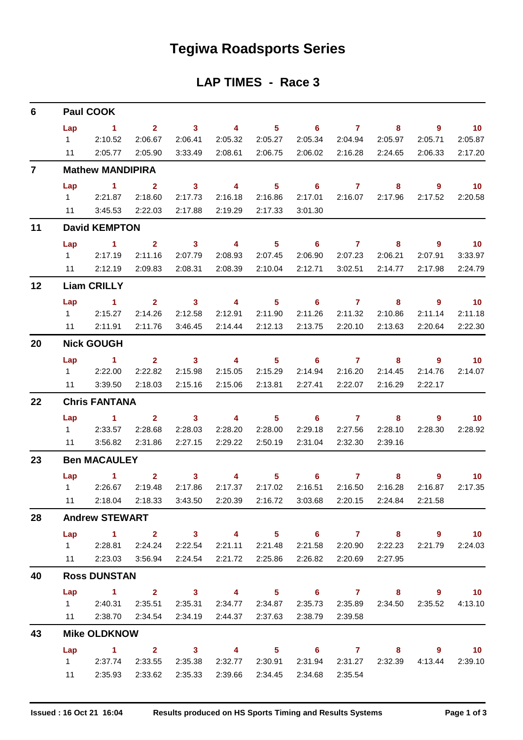# Tegiwa Roadsports Series

## LAP TIMES - Race 3

### 6 Paul COOK

| Lap | 1 | 2 | 3 | 4 | 5 | 6 | 7 | 8 | 9 | 10 |
|---|---|---|---|---|---|---|---|---|---|---|
| 1 | 2:10.52 | 2:06.67 | 2:06.41 | 2:05.32 | 2:05.27 | 2:05.34 | 2:04.94 | 2:05.97 | 2:05.71 | 2:05.87 |
| 11 | 2:05.77 | 2:05.90 | 3:33.49 | 2:08.61 | 2:06.75 | 2:06.02 | 2:16.28 | 2:24.65 | 2:06.33 | 2:17.20 |

### 7 Mathew MANDIPIRA

| Lap | 1 | 2 | 3 | 4 | 5 | 6 | 7 | 8 | 9 | 10 |
|---|---|---|---|---|---|---|---|---|---|---|
| 1 | 2:21.87 | 2:18.60 | 2:17.73 | 2:16.18 | 2:16.86 | 2:17.01 | 2:16.07 | 2:17.96 | 2:17.52 | 2:20.58 |
| 11 | 3:45.53 | 2:22.03 | 2:17.88 | 2:19.29 | 2:17.33 | 3:01.30 | | | | |

### 11 David KEMPTON

| Lap | 1 | 2 | 3 | 4 | 5 | 6 | 7 | 8 | 9 | 10 |
|---|---|---|---|---|---|---|---|---|---|---|
| 1 | 2:17.19 | 2:11.16 | 2:07.79 | 2:08.93 | 2:07.45 | 2:06.90 | 2:07.23 | 2:06.21 | 2:07.91 | 3:33.97 |
| 11 | 2:12.19 | 2:09.83 | 2:08.31 | 2:08.39 | 2:10.04 | 2:12.71 | 3:02.51 | 2:14.77 | 2:17.98 | 2:24.79 |

### 12 Liam CRILLY

| Lap | 1 | 2 | 3 | 4 | 5 | 6 | 7 | 8 | 9 | 10 |
|---|---|---|---|---|---|---|---|---|---|---|
| 1 | 2:15.27 | 2:14.26 | 2:12.58 | 2:12.91 | 2:11.90 | 2:11.26 | 2:11.32 | 2:10.86 | 2:11.14 | 2:11.18 |
| 11 | 2:11.91 | 2:11.76 | 3:46.45 | 2:14.44 | 2:12.13 | 2:13.75 | 2:20.10 | 2:13.63 | 2:20.64 | 2:22.30 |

### 20 Nick GOUGH

| Lap | 1 | 2 | 3 | 4 | 5 | 6 | 7 | 8 | 9 | 10 |
|---|---|---|---|---|---|---|---|---|---|---|
| 1 | 2:22.00 | 2:22.82 | 2:15.98 | 2:15.05 | 2:15.29 | 2:14.94 | 2:16.20 | 2:14.45 | 2:14.76 | 2:14.07 |
| 11 | 3:39.50 | 2:18.03 | 2:15.16 | 2:15.06 | 2:13.81 | 2:27.41 | 2:22.07 | 2:16.29 | 2:22.17 | |

### 22 Chris FANTANA

| Lap | 1 | 2 | 3 | 4 | 5 | 6 | 7 | 8 | 9 | 10 |
|---|---|---|---|---|---|---|---|---|---|---|
| 1 | 2:33.57 | 2:28.68 | 2:28.03 | 2:28.20 | 2:28.00 | 2:29.18 | 2:27.56 | 2:28.10 | 2:28.30 | 2:28.92 |
| 11 | 3:56.82 | 2:31.86 | 2:27.15 | 2:29.22 | 2:50.19 | 2:31.04 | 2:32.30 | 2:39.16 | | |

### 23 Ben MACAULEY

| Lap | 1 | 2 | 3 | 4 | 5 | 6 | 7 | 8 | 9 | 10 |
|---|---|---|---|---|---|---|---|---|---|---|
| 1 | 2:26.67 | 2:19.48 | 2:17.86 | 2:17.37 | 2:17.02 | 2:16.51 | 2:16.50 | 2:16.28 | 2:16.87 | 2:17.35 |
| 11 | 2:18.04 | 2:18.33 | 3:43.50 | 2:20.39 | 2:16.72 | 3:03.68 | 2:20.15 | 2:24.84 | 2:21.58 | |

### 28 Andrew STEWART

| Lap | 1 | 2 | 3 | 4 | 5 | 6 | 7 | 8 | 9 | 10 |
|---|---|---|---|---|---|---|---|---|---|---|
| 1 | 2:28.81 | 2:24.24 | 2:22.54 | 2:21.11 | 2:21.48 | 2:21.58 | 2:20.90 | 2:22.23 | 2:21.79 | 2:24.03 |
| 11 | 2:23.03 | 3:56.94 | 2:24.54 | 2:21.72 | 2:25.86 | 2:26.82 | 2:20.69 | 2:27.95 | | |

### 40 Ross DUNSTAN

| Lap | 1 | 2 | 3 | 4 | 5 | 6 | 7 | 8 | 9 | 10 |
|---|---|---|---|---|---|---|---|---|---|---|
| 1 | 2:40.31 | 2:35.51 | 2:35.31 | 2:34.77 | 2:34.87 | 2:35.73 | 2:35.89 | 2:34.50 | 2:35.52 | 4:13.10 |
| 11 | 2:38.70 | 2:34.54 | 2:34.19 | 2:44.37 | 2:37.63 | 2:38.79 | 2:39.58 | | | |

### 43 Mike OLDKNOW

| Lap | 1 | 2 | 3 | 4 | 5 | 6 | 7 | 8 | 9 | 10 |
|---|---|---|---|---|---|---|---|---|---|---|
| 1 | 2:37.74 | 2:33.55 | 2:35.38 | 2:32.77 | 2:30.91 | 2:31.94 | 2:31.27 | 2:32.39 | 4:13.44 | 2:39.10 |
| 11 | 2:35.93 | 2:33.62 | 2:35.33 | 2:39.66 | 2:34.45 | 2:34.68 | 2:35.54 | | | |

Issued : 16 Oct 21 16:04 Results produced on HS Sports Timing and Results Systems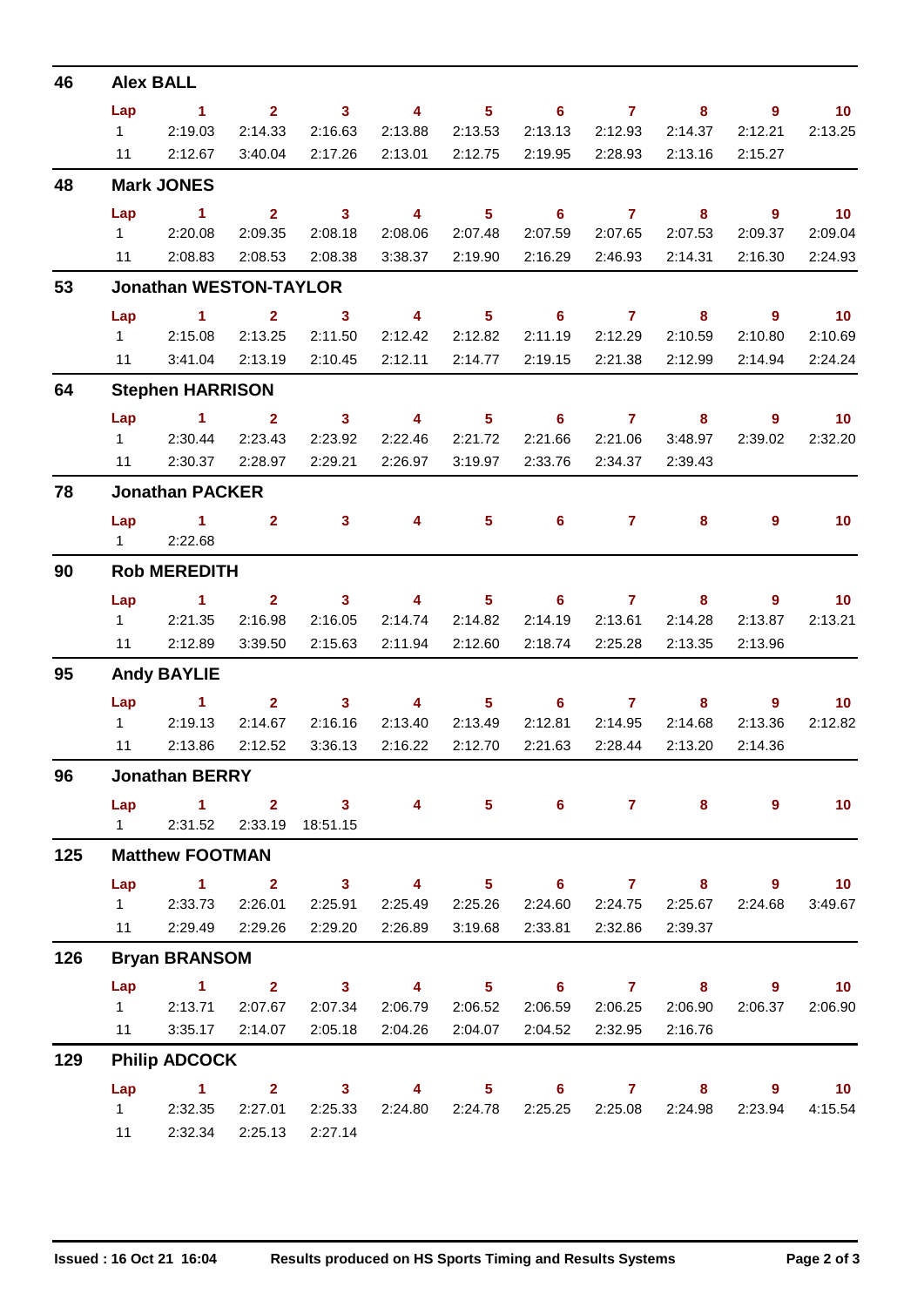## 46 Alex BALL

| Lap | 1 | 2 | 3 | 4 | 5 | 6 | 7 | 8 | 9 | 10 |
|---|---|---|---|---|---|---|---|---|---|---|
| 1 | 2:19.03 | 2:14.33 | 2:16.63 | 2:13.88 | 2:13.53 | 2:13.13 | 2:12.93 | 2:14.37 | 2:12.21 | 2:13.25 |
| 11 | 2:12.67 | 3:40.04 | 2:17.26 | 2:13.01 | 2:12.75 | 2:19.95 | 2:28.93 | 2:13.16 | 2:15.27 | |

## 48 Mark JONES

| Lap | 1 | 2 | 3 | 4 | 5 | 6 | 7 | 8 | 9 | 10 |
|---|---|---|---|---|---|---|---|---|---|---|
| 1 | 2:20.08 | 2:09.35 | 2:08.18 | 2:08.06 | 2:07.48 | 2:07.59 | 2:07.65 | 2:07.53 | 2:09.37 | 2:09.04 |
| 11 | 2:08.83 | 2:08.53 | 2:08.38 | 3:38.37 | 2:19.90 | 2:16.29 | 2:46.93 | 2:14.31 | 2:16.30 | 2:24.93 |

## 53 Jonathan WESTON-TAYLOR

| Lap | 1 | 2 | 3 | 4 | 5 | 6 | 7 | 8 | 9 | 10 |
|---|---|---|---|---|---|---|---|---|---|---|
| 1 | 2:15.08 | 2:13.25 | 2:11.50 | 2:12.42 | 2:12.82 | 2:11.19 | 2:12.29 | 2:10.59 | 2:10.80 | 2:10.69 |
| 11 | 3:41.04 | 2:13.19 | 2:10.45 | 2:12.11 | 2:14.77 | 2:19.15 | 2:21.38 | 2:12.99 | 2:14.94 | 2:24.24 |

## 64 Stephen HARRISON

| Lap | 1 | 2 | 3 | 4 | 5 | 6 | 7 | 8 | 9 | 10 |
|---|---|---|---|---|---|---|---|---|---|---|
| 1 | 2:30.44 | 2:23.43 | 2:23.92 | 2:22.46 | 2:21.72 | 2:21.66 | 2:21.06 | 3:48.97 | 2:39.02 | 2:32.20 |
| 11 | 2:30.37 | 2:28.97 | 2:29.21 | 2:26.97 | 3:19.97 | 2:33.76 | 2:34.37 | 2:39.43 | | |

## 78 Jonathan PACKER

| Lap | 1 | 2 | 3 | 4 | 5 | 6 | 7 | 8 | 9 | 10 |
|---|---|---|---|---|---|---|---|---|---|---|
| 1 | 2:22.68 | | | | | | | | | |

## 90 Rob MEREDITH

| Lap | 1 | 2 | 3 | 4 | 5 | 6 | 7 | 8 | 9 | 10 |
|---|---|---|---|---|---|---|---|---|---|---|
| 1 | 2:21.35 | 2:16.98 | 2:16.05 | 2:14.74 | 2:14.82 | 2:14.19 | 2:13.61 | 2:14.28 | 2:13.87 | 2:13.21 |
| 11 | 2:12.89 | 3:39.50 | 2:15.63 | 2:11.94 | 2:12.60 | 2:18.74 | 2:25.28 | 2:13.35 | 2:13.96 | |

## 95 Andy BAYLIE

| Lap | 1 | 2 | 3 | 4 | 5 | 6 | 7 | 8 | 9 | 10 |
|---|---|---|---|---|---|---|---|---|---|---|
| 1 | 2:19.13 | 2:14.67 | 2:16.16 | 2:13.40 | 2:13.49 | 2:12.81 | 2:14.95 | 2:14.68 | 2:13.36 | 2:12.82 |
| 11 | 2:13.86 | 2:12.52 | 3:36.13 | 2:16.22 | 2:12.70 | 2:21.63 | 2:28.44 | 2:13.20 | 2:14.36 | |

## 96 Jonathan BERRY

| Lap | 1 | 2 | 3 | 4 | 5 | 6 | 7 | 8 | 9 | 10 |
|---|---|---|---|---|---|---|---|---|---|---|
| 1 | 2:31.52 | 2:33.19 | 18:51.15 | | | | | | | |

## 125 Matthew FOOTMAN

| Lap | 1 | 2 | 3 | 4 | 5 | 6 | 7 | 8 | 9 | 10 |
|---|---|---|---|---|---|---|---|---|---|---|
| 1 | 2:33.73 | 2:26.01 | 2:25.91 | 2:25.49 | 2:25.26 | 2:24.60 | 2:24.75 | 2:25.67 | 2:24.68 | 3:49.67 |
| 11 | 2:29.49 | 2:29.26 | 2:29.20 | 2:26.89 | 3:19.68 | 2:33.81 | 2:32.86 | 2:39.37 | | |

## 126 Bryan BRANSOM

| Lap | 1 | 2 | 3 | 4 | 5 | 6 | 7 | 8 | 9 | 10 |
|---|---|---|---|---|---|---|---|---|---|---|
| 1 | 2:13.71 | 2:07.67 | 2:07.34 | 2:06.79 | 2:06.52 | 2:06.59 | 2:06.25 | 2:06.90 | 2:06.37 | 2:06.90 |
| 11 | 3:35.17 | 2:14.07 | 2:05.18 | 2:04.26 | 2:04.07 | 2:04.52 | 2:32.95 | 2:16.76 | | |

## 129 Philip ADCOCK

| Lap | 1 | 2 | 3 | 4 | 5 | 6 | 7 | 8 | 9 | 10 |
|---|---|---|---|---|---|---|---|---|---|---|
| 1 | 2:32.35 | 2:27.01 | 2:25.33 | 2:24.80 | 2:24.78 | 2:25.25 | 2:25.08 | 2:24.98 | 2:23.94 | 4:15.54 |
| 11 | 2:32.34 | 2:25.13 | 2:27.14 | | | | | | | |

Issued : 16 Oct 21 16:04 — Results produced on HS Sports Timing and Results Systems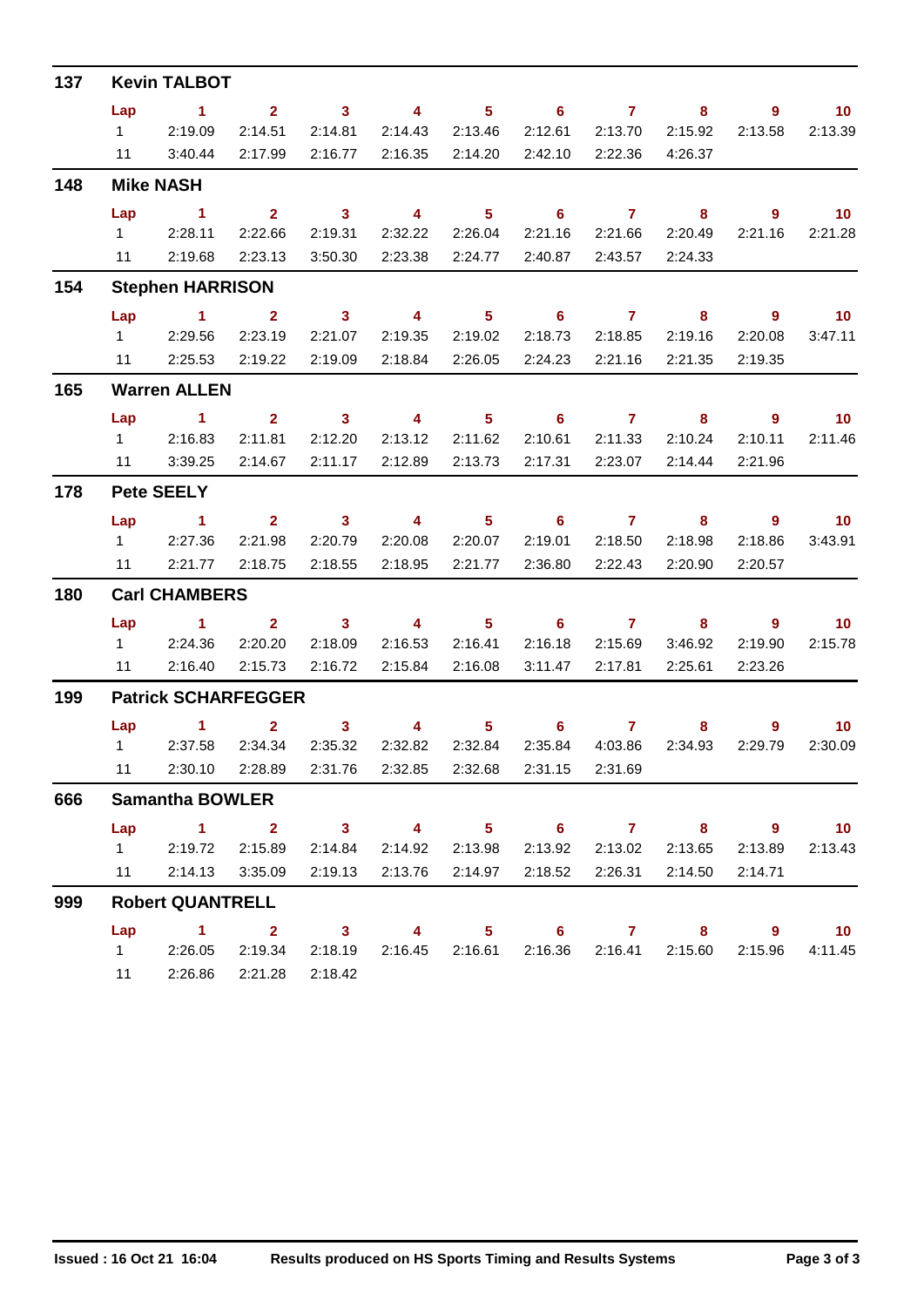## 137 Kevin TALBOT

| Lap | 1 | 2 | 3 | 4 | 5 | 6 | 7 | 8 | 9 | 10 |
|---|---|---|---|---|---|---|---|---|---|---|
| 1 | 2:19.09 | 2:14.51 | 2:14.81 | 2:14.43 | 2:13.46 | 2:12.61 | 2:13.70 | 2:15.92 | 2:13.58 | 2:13.39 |
| 11 | 3:40.44 | 2:17.99 | 2:16.77 | 2:16.35 | 2:14.20 | 2:42.10 | 2:22.36 | 4:26.37 | | |

## 148 Mike NASH

| Lap | 1 | 2 | 3 | 4 | 5 | 6 | 7 | 8 | 9 | 10 |
|---|---|---|---|---|---|---|---|---|---|---|
| 1 | 2:28.11 | 2:22.66 | 2:19.31 | 2:32.22 | 2:26.04 | 2:21.16 | 2:21.66 | 2:20.49 | 2:21.16 | 2:21.28 |
| 11 | 2:19.68 | 2:23.13 | 3:50.30 | 2:23.38 | 2:24.77 | 2:40.87 | 2:43.57 | 2:24.33 | | |

## 154 Stephen HARRISON

| Lap | 1 | 2 | 3 | 4 | 5 | 6 | 7 | 8 | 9 | 10 |
|---|---|---|---|---|---|---|---|---|---|---|
| 1 | 2:29.56 | 2:23.19 | 2:21.07 | 2:19.35 | 2:19.02 | 2:18.73 | 2:18.85 | 2:19.16 | 2:20.08 | 3:47.11 |
| 11 | 2:25.53 | 2:19.22 | 2:19.09 | 2:18.84 | 2:26.05 | 2:24.23 | 2:21.16 | 2:21.35 | 2:19.35 | |

## 165 Warren ALLEN

| Lap | 1 | 2 | 3 | 4 | 5 | 6 | 7 | 8 | 9 | 10 |
|---|---|---|---|---|---|---|---|---|---|---|
| 1 | 2:16.83 | 2:11.81 | 2:12.20 | 2:13.12 | 2:11.62 | 2:10.61 | 2:11.33 | 2:10.24 | 2:10.11 | 2:11.46 |
| 11 | 3:39.25 | 2:14.67 | 2:11.17 | 2:12.89 | 2:13.73 | 2:17.31 | 2:23.07 | 2:14.44 | 2:21.96 | |

## 178 Pete SEELY

| Lap | 1 | 2 | 3 | 4 | 5 | 6 | 7 | 8 | 9 | 10 |
|---|---|---|---|---|---|---|---|---|---|---|
| 1 | 2:27.36 | 2:21.98 | 2:20.79 | 2:20.08 | 2:20.07 | 2:19.01 | 2:18.50 | 2:18.98 | 2:18.86 | 3:43.91 |
| 11 | 2:21.77 | 2:18.75 | 2:18.55 | 2:18.95 | 2:21.77 | 2:36.80 | 2:22.43 | 2:20.90 | 2:20.57 | |

## 180 Carl CHAMBERS

| Lap | 1 | 2 | 3 | 4 | 5 | 6 | 7 | 8 | 9 | 10 |
|---|---|---|---|---|---|---|---|---|---|---|
| 1 | 2:24.36 | 2:20.20 | 2:18.09 | 2:16.53 | 2:16.41 | 2:16.18 | 2:15.69 | 3:46.92 | 2:19.90 | 2:15.78 |
| 11 | 2:16.40 | 2:15.73 | 2:16.72 | 2:15.84 | 2:16.08 | 3:11.47 | 2:17.81 | 2:25.61 | 2:23.26 | |

## 199 Patrick SCHARFEGGER

| Lap | 1 | 2 | 3 | 4 | 5 | 6 | 7 | 8 | 9 | 10 |
|---|---|---|---|---|---|---|---|---|---|---|
| 1 | 2:37.58 | 2:34.34 | 2:35.32 | 2:32.82 | 2:32.84 | 2:35.84 | 4:03.86 | 2:34.93 | 2:29.79 | 2:30.09 |
| 11 | 2:30.10 | 2:28.89 | 2:31.76 | 2:32.85 | 2:32.68 | 2:31.15 | 2:31.69 | | | |

## 666 Samantha BOWLER

| Lap | 1 | 2 | 3 | 4 | 5 | 6 | 7 | 8 | 9 | 10 |
|---|---|---|---|---|---|---|---|---|---|---|
| 1 | 2:19.72 | 2:15.89 | 2:14.84 | 2:14.92 | 2:13.98 | 2:13.92 | 2:13.02 | 2:13.65 | 2:13.89 | 2:13.43 |
| 11 | 2:14.13 | 3:35.09 | 2:19.13 | 2:13.76 | 2:14.97 | 2:18.52 | 2:26.31 | 2:14.50 | 2:14.71 | |

## 999 Robert QUANTRELL

| Lap | 1 | 2 | 3 | 4 | 5 | 6 | 7 | 8 | 9 | 10 |
|---|---|---|---|---|---|---|---|---|---|---|
| 1 | 2:26.05 | 2:19.34 | 2:18.19 | 2:16.45 | 2:16.61 | 2:16.36 | 2:16.41 | 2:15.60 | 2:15.96 | 4:11.45 |
| 11 | 2:26.86 | 2:21.28 | 2:18.42 | | | | | | | |

Issued : 16 Oct 21 16:04 Results produced on HS Sports Timing and Results Systems